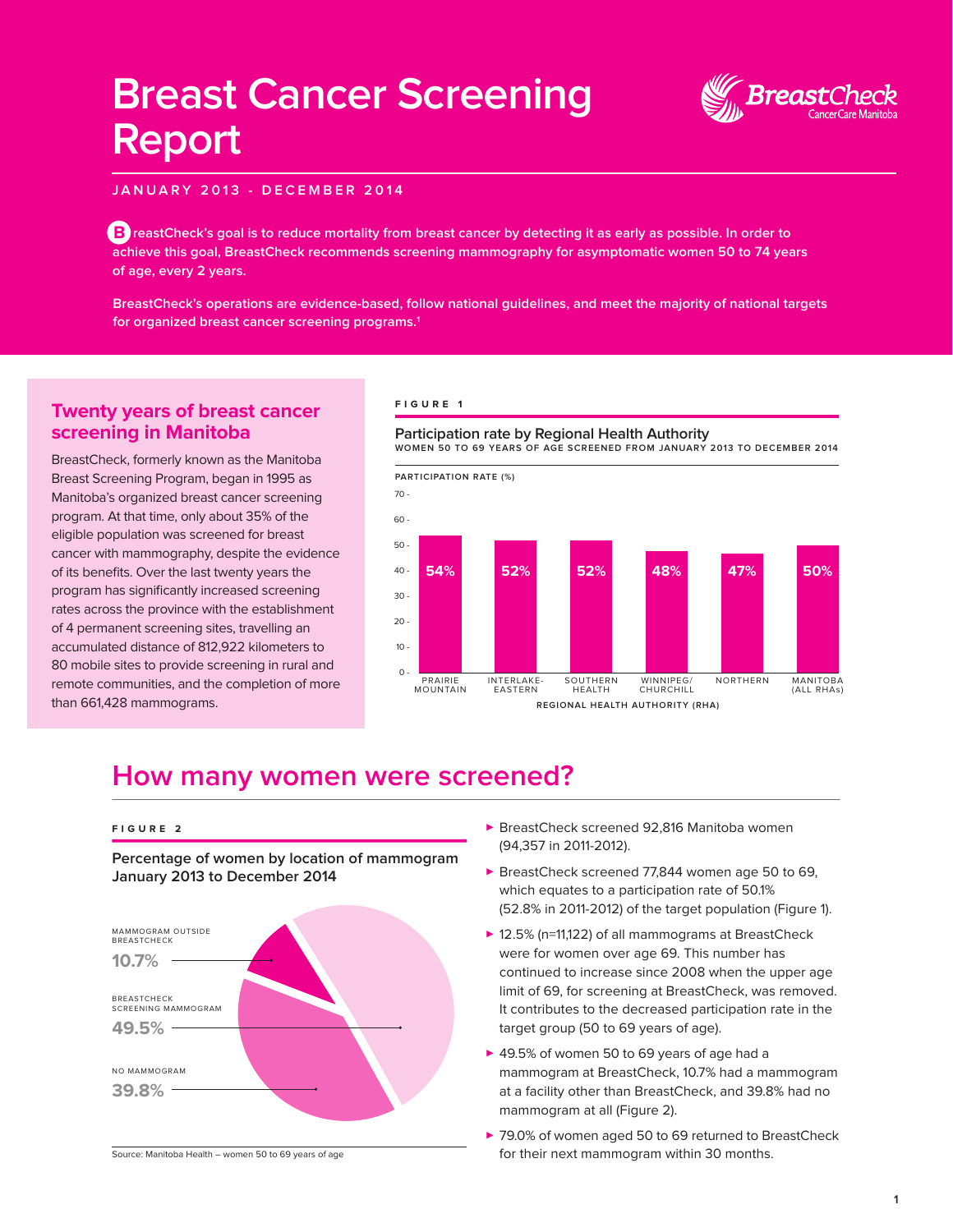# Breast Cancer Screening Report

BreastCheck CancerCare Manitoba

**JANUARY 2013 - DECEMBER 2014**

**BreastCheck's goal is to reduce mortality from breast cancer by detecting it as early as possible. In order to achieve this goal, BreastCheck recommends screening mammography for asymptomatic women 50 to 74 years of age, every 2 years.**

**BreastCheck's operations are evidence-based, follow national guidelines, and meet the majority of national targets for organized breast cancer screening programs.[1]**

## Twenty years of breast cancer screening in Manitoba

BreastCheck, formerly known as the Manitoba Breast Screening Program, began in 1995 as Manitoba's organized breast cancer screening program. At that time, only about 35% of the eligible population was screened for breast cancer with mammography, despite the evidence of its benefits. Over the last twenty years the program has significantly increased screening rates across the province with the establishment of 4 permanent screening sites, travelling an accumulated distance of 812,922 kilometers to 80 mobile sites to provide screening in rural and remote communities, and the completion of more than 661,428 mammograms.

**FIGURE 1**

**Participation rate by Regional Health Authority**
WOMEN 50 TO 69 YEARS OF AGE SCREENED FROM JANUARY 2013 TO DECEMBER 2014

| Regional Health Authority (RHA) | Participation Rate (%) |
|---|---|
| Prairie Mountain | 54% |
| Interlake-Eastern | 52% |
| Southern Health | 52% |
| Winnipeg/Churchill | 48% |
| Northern | 47% |
| Manitoba (All RHAs) | 50% |

## How many women were screened?

**FIGURE 2**

**Percentage of women by location of mammogram January 2013 to December 2014**

| Location | Percentage |
|---|---|
| Mammogram outside BreastCheck | 10.7% |
| BreastCheck screening mammogram | 49.5% |
| No mammogram | 39.8% |

Source: Manitoba Health – women 50 to 69 years of age

- BreastCheck screened 92,816 Manitoba women (94,357 in 2011-2012).
- BreastCheck screened 77,844 women age 50 to 69, which equates to a participation rate of 50.1% (52.8% in 2011-2012) of the target population (Figure 1).
- 12.5% (n=11,122) of all mammograms at BreastCheck were for women over age 69. This number has continued to increase since 2008 when the upper age limit of 69, for screening at BreastCheck, was removed. It contributes to the decreased participation rate in the target group (50 to 69 years of age).
- 49.5% of women 50 to 69 years of age had a mammogram at BreastCheck, 10.7% had a mammogram at a facility other than BreastCheck, and 39.8% had no mammogram at all (Figure 2).
- 79.0% of women aged 50 to 69 returned to BreastCheck for their next mammogram within 30 months.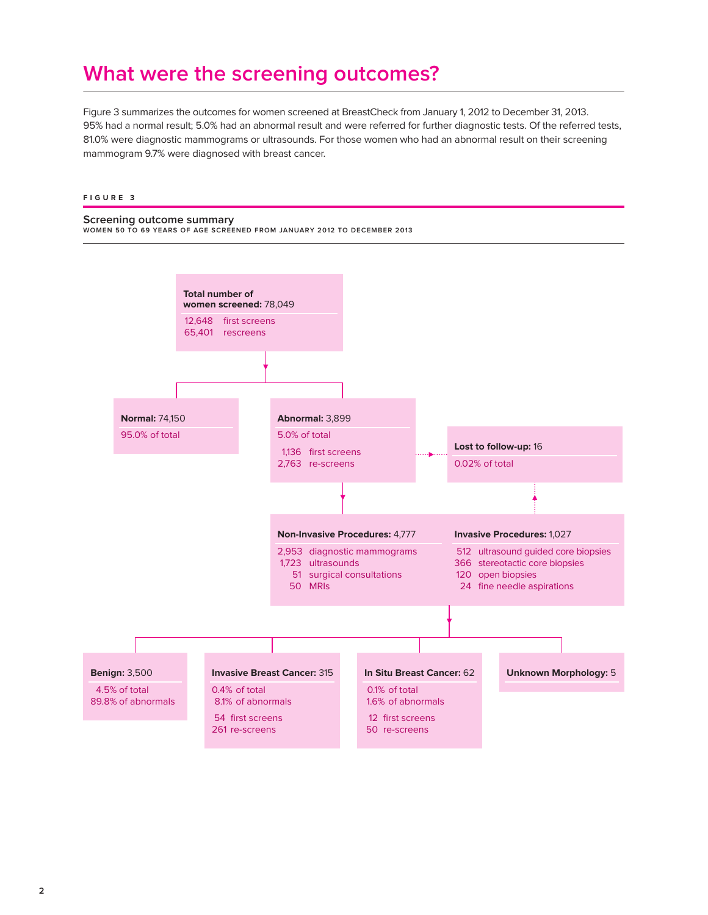# What were the screening outcomes?

Figure 3 summarizes the outcomes for women screened at BreastCheck from January 1, 2012 to December 31, 2013. 95% had a normal result; 5.0% had an abnormal result and were referred for further diagnostic tests. Of the referred tests, 81.0% were diagnostic mammograms or ultrasounds. For those women who had an abnormal result on their screening mammogram 9.7% were diagnosed with breast cancer.

**FIGURE 3**

**Screening outcome summary**
WOMEN 50 TO 69 YEARS OF AGE SCREENED FROM JANUARY 2012 TO DECEMBER 2013

**Total number of women screened:** 78,049
- 12,648 first screens
- 65,401 rescreens

**Normal:** 74,150
- 95.0% of total

**Abnormal:** 3,899
- 5.0% of total
- 1,136 first screens
- 2,763 re-screens

**Lost to follow-up:** 16
- 0.02% of total

**Non-Invasive Procedures:** 4,777
- 2,953 diagnostic mammograms
- 1,723 ultrasounds
- 51 surgical consultations
- 50 MRIs

**Invasive Procedures:** 1,027
- 512 ultrasound guided core biopsies
- 366 stereotactic core biopsies
- 120 open biopsies
- 24 fine needle aspirations

**Benign:** 3,500
- 4.5% of total
- 89.8% of abnormals

**Invasive Breast Cancer:** 315
- 0.4% of total
- 8.1% of abnormals
- 54 first screens
- 261 re-screens

**In Situ Breast Cancer:** 62
- 0.1% of total
- 1.6% of abnormals
- 12 first screens
- 50 re-screens

**Unknown Morphology:** 5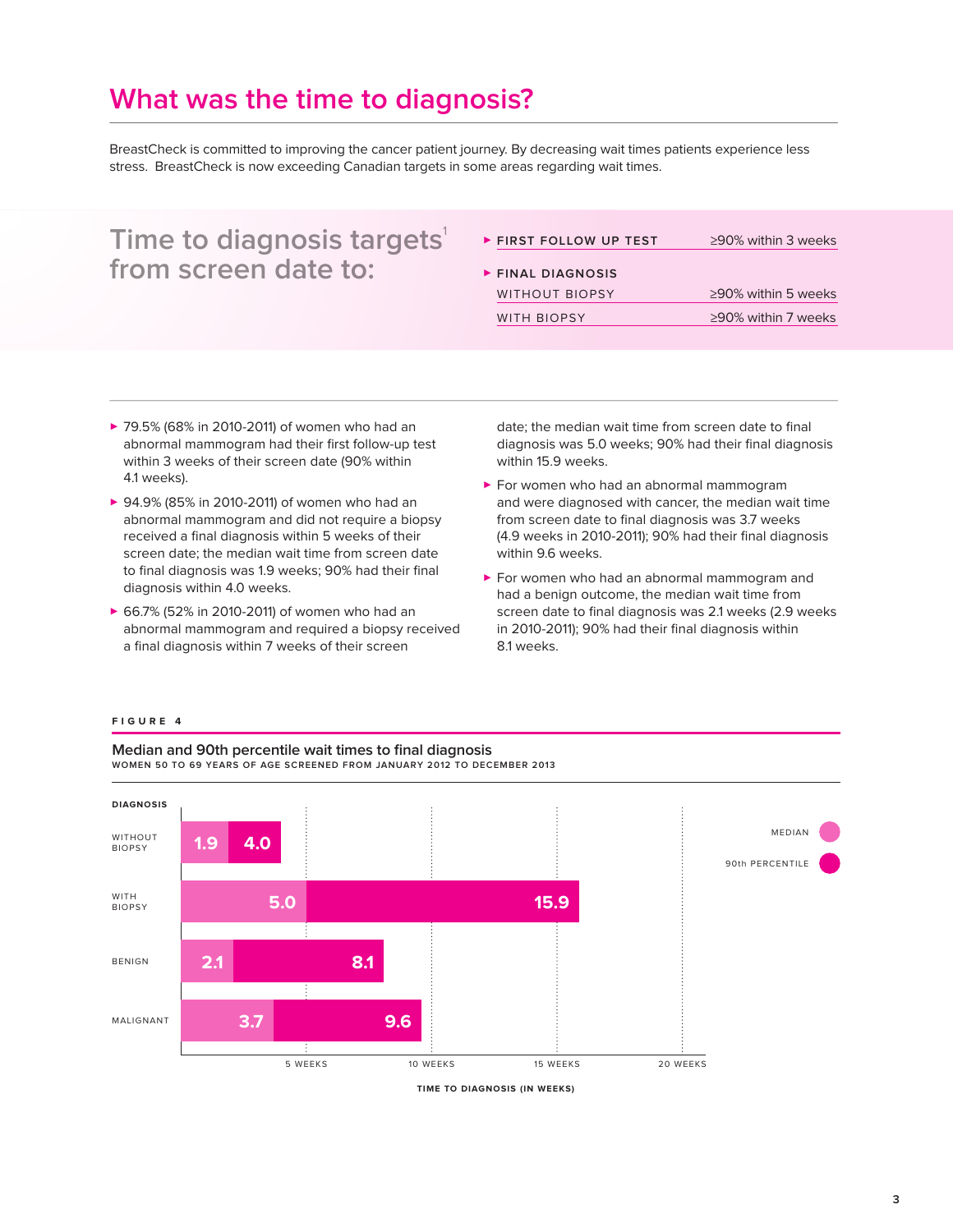# What was the time to diagnosis?

BreastCheck is committed to improving the cancer patient journey. By decreasing wait times patients experience less stress. BreastCheck is now exceeding Canadian targets in some areas regarding wait times.

## Time to diagnosis targets[1] from screen date to:

| | |
|---|---|
| **FIRST FOLLOW UP TEST** | ≥90% within 3 weeks |
| **FINAL DIAGNOSIS** | |
| WITHOUT BIOPSY | ≥90% within 5 weeks |
| WITH BIOPSY | ≥90% within 7 weeks |

- 79.5% (68% in 2010-2011) of women who had an abnormal mammogram had their first follow-up test within 3 weeks of their screen date (90% within 4.1 weeks).
- 94.9% (85% in 2010-2011) of women who had an abnormal mammogram and did not require a biopsy received a final diagnosis within 5 weeks of their screen date; the median wait time from screen date to final diagnosis was 1.9 weeks; 90% had their final diagnosis within 4.0 weeks.
- 66.7% (52% in 2010-2011) of women who had an abnormal mammogram and required a biopsy received a final diagnosis within 7 weeks of their screen date; the median wait time from screen date to final diagnosis was 5.0 weeks; 90% had their final diagnosis within 15.9 weeks.
- For women who had an abnormal mammogram and were diagnosed with cancer, the median wait time from screen date to final diagnosis was 3.7 weeks (4.9 weeks in 2010-2011); 90% had their final diagnosis within 9.6 weeks.
- For women who had an abnormal mammogram and had a benign outcome, the median wait time from screen date to final diagnosis was 2.1 weeks (2.9 weeks in 2010-2011); 90% had their final diagnosis within 8.1 weeks.

**FIGURE 4**

**Median and 90th percentile wait times to final diagnosis**
WOMEN 50 TO 69 YEARS OF AGE SCREENED FROM JANUARY 2012 TO DECEMBER 2013

| Diagnosis | Median | 90th Percentile |
|---|---|---|
| Without biopsy | 1.9 | 4.0 |
| With biopsy | 5.0 | 15.9 |
| Benign | 2.1 | 8.1 |
| Malignant | 3.7 | 9.6 |

TIME TO DIAGNOSIS (IN WEEKS)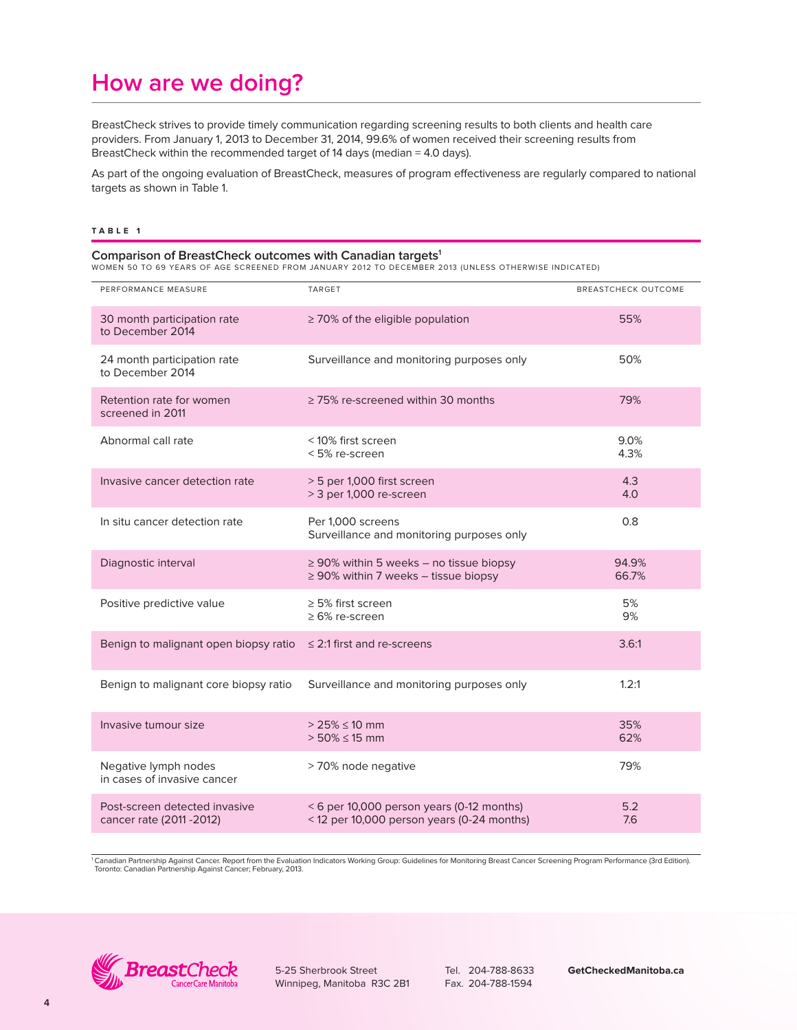# How are we doing?

BreastCheck strives to provide timely communication regarding screening results to both clients and health care providers. From January 1, 2013 to December 31, 2014, 99.6% of women received their screening results from BreastCheck within the recommended target of 14 days (median = 4.0 days).

As part of the ongoing evaluation of BreastCheck, measures of program effectiveness are regularly compared to national targets as shown in Table 1.

**TABLE 1**

**Comparison of BreastCheck outcomes with Canadian targets[1]**

WOMEN 50 TO 69 YEARS OF AGE SCREENED FROM JANUARY 2012 TO DECEMBER 2013 (UNLESS OTHERWISE INDICATED)

| PERFORMANCE MEASURE | TARGET | BREASTCHECK OUTCOME |
|---|---|---|
| 30 month participation rate to December 2014 | ≥ 70% of the eligible population | 55% |
| 24 month participation rate to December 2014 | Surveillance and monitoring purposes only | 50% |
| Retention rate for women screened in 2011 | ≥ 75% re-screened within 30 months | 79% |
| Abnormal call rate | < 10% first screen<br>< 5% re-screen | 9.0%<br>4.3% |
| Invasive cancer detection rate | > 5 per 1,000 first screen<br>> 3 per 1,000 re-screen | 4.3<br>4.0 |
| In situ cancer detection rate | Per 1,000 screens<br>Surveillance and monitoring purposes only | 0.8 |
| Diagnostic interval | ≥ 90% within 5 weeks – no tissue biopsy<br>≥ 90% within 7 weeks – tissue biopsy | 94.9%<br>66.7% |
| Positive predictive value | ≥ 5% first screen<br>≥ 6% re-screen | 5%<br>9% |
| Benign to malignant open biopsy ratio | ≤ 2:1 first and re-screens | 3.6:1 |
| Benign to malignant core biopsy ratio | Surveillance and monitoring purposes only | 1.2:1 |
| Invasive tumour size | > 25% ≤ 10 mm<br>> 50% ≤ 15 mm | 35%<br>62% |
| Negative lymph nodes in cases of invasive cancer | > 70% node negative | 79% |
| Post-screen detected invasive cancer rate (2011 -2012) | < 6 per 10,000 person years (0-12 months)<br>< 12 per 10,000 person years (0-24 months) | 5.2<br>7.6 |

[1] Canadian Partnership Against Cancer. Report from the Evaluation Indicators Working Group: Guidelines for Monitoring Breast Cancer Screening Program Performance (3rd Edition). Toronto: Canadian Partnership Against Cancer; February, 2013.

BreastCheck CancerCare Manitoba

5-25 Sherbrook Street
Winnipeg, Manitoba R3C 2B1

Tel. 204-788-8633
Fax. 204-788-1594

**GetCheckedManitoba.ca**